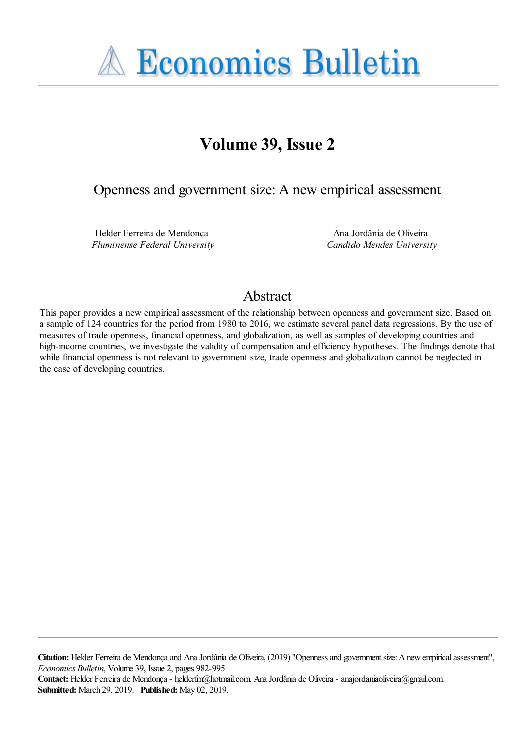# Economics Bulletin

## Volume 39, Issue 2

### Openness and government size: A new empirical assessment

Helder Ferreira de Mendonça
*Fluminense Federal University*

Ana Jordânia de Oliveira
*Candido Mendes University*

## Abstract

This paper provides a new empirical assessment of the relationship between openness and government size. Based on a sample of 124 countries for the period from 1980 to 2016, we estimate several panel data regressions. By the use of measures of trade openness, financial openness, and globalization, as well as samples of developing countries and high-income countries, we investigate the validity of compensation and efficiency hypotheses. The findings denote that while financial openness is not relevant to government size, trade openness and globalization cannot be neglected in the case of developing countries.

**Citation:** Helder Ferreira de Mendonça and Ana Jordânia de Oliveira, (2019) "Openness and government size: A new empirical assessment", *Economics Bulletin*, Volume 39, Issue 2, pages 982-995
**Contact:** Helder Ferreira de Mendonça - helderfm@hotmail.com, Ana Jordânia de Oliveira - anajordaniaoliveira@gmail.com.
**Submitted:** March 29, 2019. **Published:** May 02, 2019.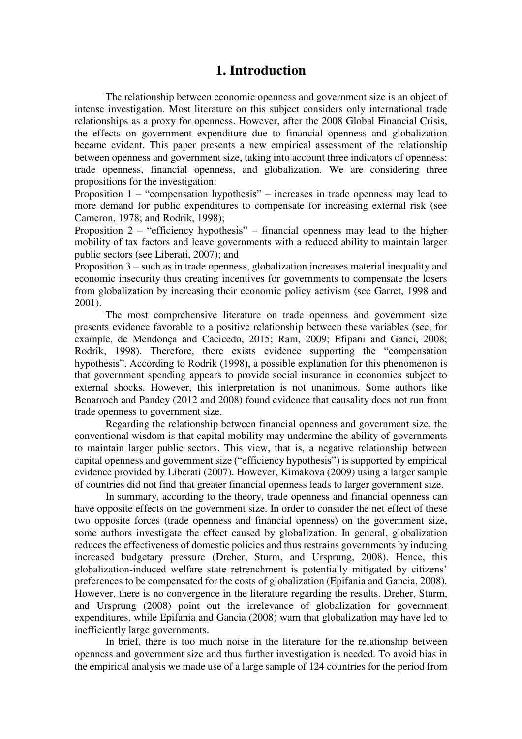# 1. Introduction

The relationship between economic openness and government size is an object of intense investigation. Most literature on this subject considers only international trade relationships as a proxy for openness. However, after the 2008 Global Financial Crisis, the effects on government expenditure due to financial openness and globalization became evident. This paper presents a new empirical assessment of the relationship between openness and government size, taking into account three indicators of openness: trade openness, financial openness, and globalization. We are considering three propositions for the investigation:

Proposition 1 – "compensation hypothesis" – increases in trade openness may lead to more demand for public expenditures to compensate for increasing external risk (see Cameron, 1978; and Rodrik, 1998);

Proposition 2 – "efficiency hypothesis" – financial openness may lead to the higher mobility of tax factors and leave governments with a reduced ability to maintain larger public sectors (see Liberati, 2007); and

Proposition 3 – such as in trade openness, globalization increases material inequality and economic insecurity thus creating incentives for governments to compensate the losers from globalization by increasing their economic policy activism (see Garret, 1998 and 2001).

The most comprehensive literature on trade openness and government size presents evidence favorable to a positive relationship between these variables (see, for example, de Mendonça and Cacicedo, 2015; Ram, 2009; Efipani and Ganci, 2008; Rodrik, 1998). Therefore, there exists evidence supporting the "compensation hypothesis". According to Rodrik (1998), a possible explanation for this phenomenon is that government spending appears to provide social insurance in economies subject to external shocks. However, this interpretation is not unanimous. Some authors like Benarroch and Pandey (2012 and 2008) found evidence that causality does not run from trade openness to government size.

Regarding the relationship between financial openness and government size, the conventional wisdom is that capital mobility may undermine the ability of governments to maintain larger public sectors. This view, that is, a negative relationship between capital openness and government size ("efficiency hypothesis") is supported by empirical evidence provided by Liberati (2007). However, Kimakova (2009) using a larger sample of countries did not find that greater financial openness leads to larger government size.

In summary, according to the theory, trade openness and financial openness can have opposite effects on the government size. In order to consider the net effect of these two opposite forces (trade openness and financial openness) on the government size, some authors investigate the effect caused by globalization. In general, globalization reduces the effectiveness of domestic policies and thus restrains governments by inducing increased budgetary pressure (Dreher, Sturm, and Ursprung, 2008). Hence, this globalization-induced welfare state retrenchment is potentially mitigated by citizens' preferences to be compensated for the costs of globalization (Epifania and Gancia, 2008). However, there is no convergence in the literature regarding the results. Dreher, Sturm, and Ursprung (2008) point out the irrelevance of globalization for government expenditures, while Epifania and Gancia (2008) warn that globalization may have led to inefficiently large governments.

In brief, there is too much noise in the literature for the relationship between openness and government size and thus further investigation is needed. To avoid bias in the empirical analysis we made use of a large sample of 124 countries for the period from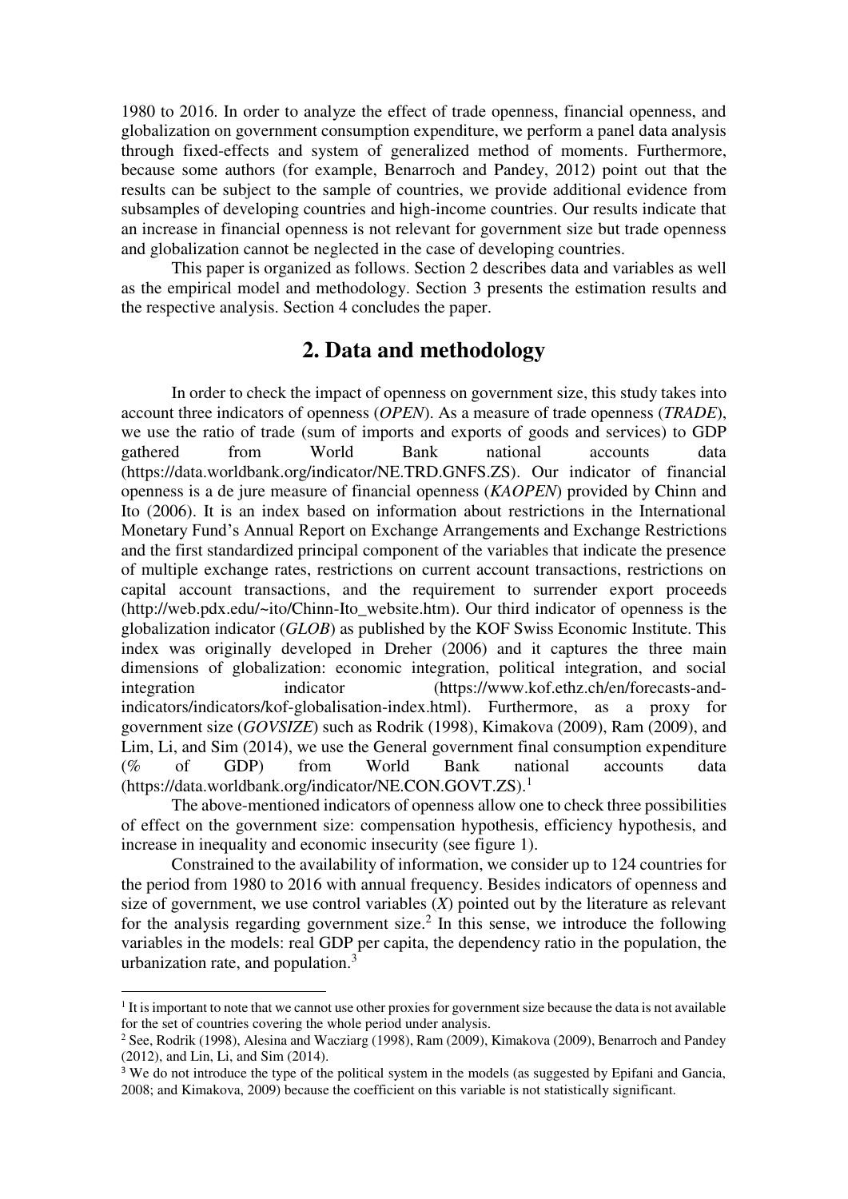1980 to 2016. In order to analyze the effect of trade openness, financial openness, and globalization on government consumption expenditure, we perform a panel data analysis through fixed-effects and system of generalized method of moments. Furthermore, because some authors (for example, Benarroch and Pandey, 2012) point out that the results can be subject to the sample of countries, we provide additional evidence from subsamples of developing countries and high-income countries. Our results indicate that an increase in financial openness is not relevant for government size but trade openness and globalization cannot be neglected in the case of developing countries.

This paper is organized as follows. Section 2 describes data and variables as well as the empirical model and methodology. Section 3 presents the estimation results and the respective analysis. Section 4 concludes the paper.

## 2. Data and methodology

In order to check the impact of openness on government size, this study takes into account three indicators of openness (*OPEN*). As a measure of trade openness (*TRADE*), we use the ratio of trade (sum of imports and exports of goods and services) to GDP gathered from World Bank national accounts data (https://data.worldbank.org/indicator/NE.TRD.GNFS.ZS). Our indicator of financial openness is a de jure measure of financial openness (*KAOPEN*) provided by Chinn and Ito (2006). It is an index based on information about restrictions in the International Monetary Fund's Annual Report on Exchange Arrangements and Exchange Restrictions and the first standardized principal component of the variables that indicate the presence of multiple exchange rates, restrictions on current account transactions, restrictions on capital account transactions, and the requirement to surrender export proceeds (http://web.pdx.edu/~ito/Chinn-Ito_website.htm). Our third indicator of openness is the globalization indicator (*GLOB*) as published by the KOF Swiss Economic Institute. This index was originally developed in Dreher (2006) and it captures the three main dimensions of globalization: economic integration, political integration, and social integration indicator (https://www.kof.ethz.ch/en/forecasts-and-indicators/indicators/kof-globalisation-index.html). Furthermore, as a proxy for government size (*GOVSIZE*) such as Rodrik (1998), Kimakova (2009), Ram (2009), and Lim, Li, and Sim (2014), we use the General government final consumption expenditure (% of GDP) from World Bank national accounts data (https://data.worldbank.org/indicator/NE.CON.GOVT.ZS).[1]

The above-mentioned indicators of openness allow one to check three possibilities of effect on the government size: compensation hypothesis, efficiency hypothesis, and increase in inequality and economic insecurity (see figure 1).

Constrained to the availability of information, we consider up to 124 countries for the period from 1980 to 2016 with annual frequency. Besides indicators of openness and size of government, we use control variables (*X*) pointed out by the literature as relevant for the analysis regarding government size.[2] In this sense, we introduce the following variables in the models: real GDP per capita, the dependency ratio in the population, the urbanization rate, and population.[3]

---

[1] It is important to note that we cannot use other proxies for government size because the data is not available for the set of countries covering the whole period under analysis.

[2] See, Rodrik (1998), Alesina and Wacziarg (1998), Ram (2009), Kimakova (2009), Benarroch and Pandey (2012), and Lin, Li, and Sim (2014).

[3] We do not introduce the type of the political system in the models (as suggested by Epifani and Gancia, 2008; and Kimakova, 2009) because the coefficient on this variable is not statistically significant.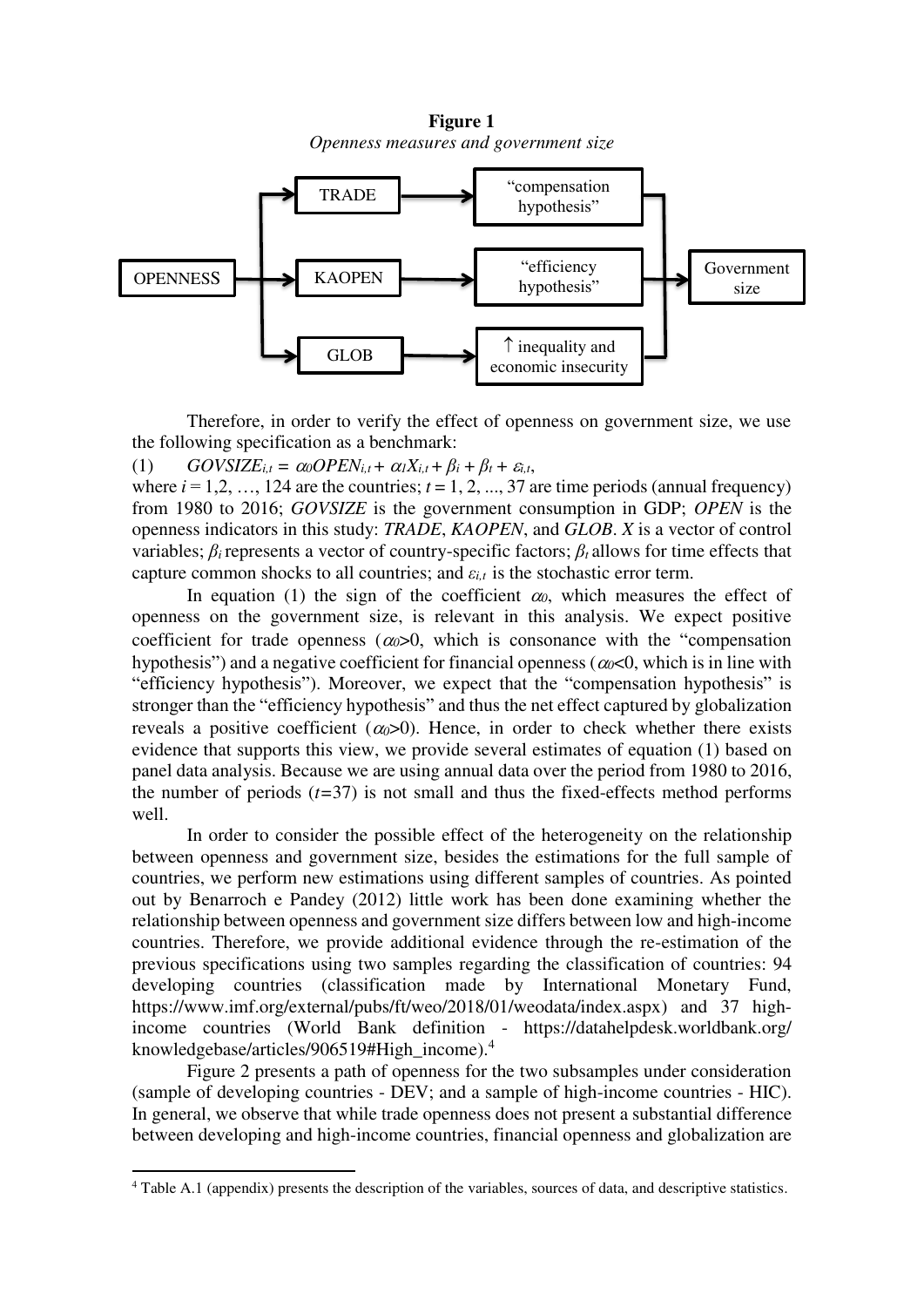**Figure 1**

*Openness measures and government size*

OPENNESS → TRADE → "compensation hypothesis" → Government size

OPENNESS → KAOPEN → "efficiency hypothesis" → Government size

OPENNESS → GLOB → ↑ inequality and economic insecurity → Government size

Therefore, in order to verify the effect of openness on government size, we use the following specification as a benchmark:

(1) $GOVSIZE_{i,t} = \alpha_0 OPEN_{i,t} + \alpha_1 X_{i,t} + \beta_i + \beta_t + \varepsilon_{i,t}$,

where $i = 1,2, \ldots, 124$ are the countries; $t = 1, 2, ..., 37$ are time periods (annual frequency) from 1980 to 2016; *GOVSIZE* is the government consumption in GDP; *OPEN* is the openness indicators in this study: *TRADE*, *KAOPEN*, and *GLOB*. *X* is a vector of control variables; $\beta_i$ represents a vector of country-specific factors; $\beta_t$ allows for time effects that capture common shocks to all countries; and $\varepsilon_{i,t}$ is the stochastic error term.

In equation (1) the sign of the coefficient $\alpha_0$, which measures the effect of openness on the government size, is relevant in this analysis. We expect positive coefficient for trade openness ($\alpha_0$>0, which is consonance with the "compensation hypothesis") and a negative coefficient for financial openness ($\alpha_0$<0, which is in line with "efficiency hypothesis"). Moreover, we expect that the "compensation hypothesis" is stronger than the "efficiency hypothesis" and thus the net effect captured by globalization reveals a positive coefficient ($\alpha_0$>0). Hence, in order to check whether there exists evidence that supports this view, we provide several estimates of equation (1) based on panel data analysis. Because we are using annual data over the period from 1980 to 2016, the number of periods ($t$=37) is not small and thus the fixed-effects method performs well.

In order to consider the possible effect of the heterogeneity on the relationship between openness and government size, besides the estimations for the full sample of countries, we perform new estimations using different samples of countries. As pointed out by Benarroch e Pandey (2012) little work has been done examining whether the relationship between openness and government size differs between low and high-income countries. Therefore, we provide additional evidence through the re-estimation of the previous specifications using two samples regarding the classification of countries: 94 developing countries (classification made by International Monetary Fund, https://www.imf.org/external/pubs/ft/weo/2018/01/weodata/index.aspx) and 37 high-income countries (World Bank definition - https://datahelpdesk.worldbank.org/knowledgebase/articles/906519#High_income).[4]

Figure 2 presents a path of openness for the two subsamples under consideration (sample of developing countries - DEV; and a sample of high-income countries - HIC). In general, we observe that while trade openness does not present a substantial difference between developing and high-income countries, financial openness and globalization are

[4] Table A.1 (appendix) presents the description of the variables, sources of data, and descriptive statistics.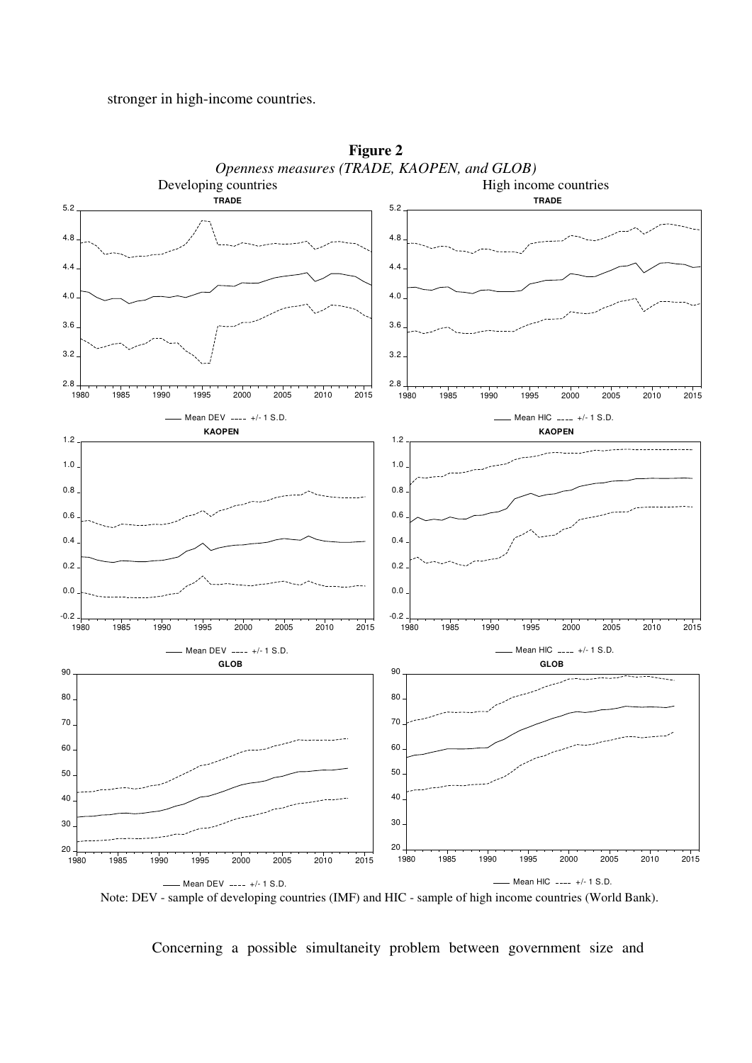stronger in high-income countries.

**Figure 2**

*Openness measures (TRADE, KAOPEN, and GLOB)*

Note: DEV - sample of developing countries (IMF) and HIC - sample of high income countries (World Bank).

Concerning a possible simultaneity problem between government size and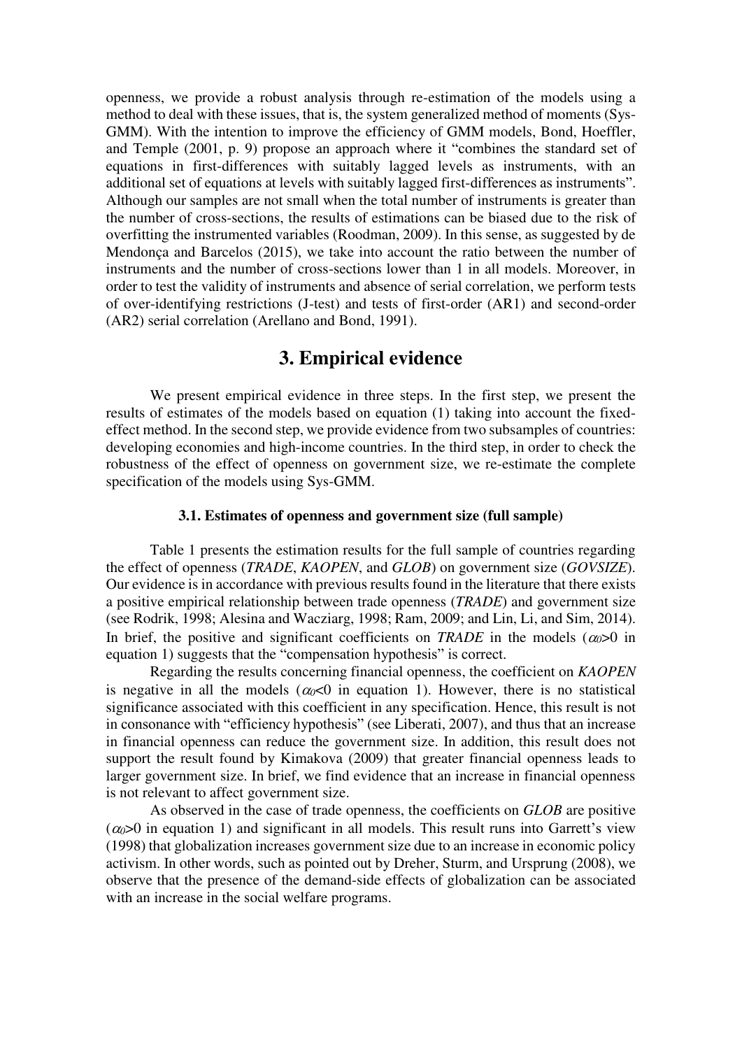openness, we provide a robust analysis through re-estimation of the models using a method to deal with these issues, that is, the system generalized method of moments (Sys-GMM). With the intention to improve the efficiency of GMM models, Bond, Hoeffler, and Temple (2001, p. 9) propose an approach where it "combines the standard set of equations in first-differences with suitably lagged levels as instruments, with an additional set of equations at levels with suitably lagged first-differences as instruments". Although our samples are not small when the total number of instruments is greater than the number of cross-sections, the results of estimations can be biased due to the risk of overfitting the instrumented variables (Roodman, 2009). In this sense, as suggested by de Mendonça and Barcelos (2015), we take into account the ratio between the number of instruments and the number of cross-sections lower than 1 in all models. Moreover, in order to test the validity of instruments and absence of serial correlation, we perform tests of over-identifying restrictions (J-test) and tests of first-order (AR1) and second-order (AR2) serial correlation (Arellano and Bond, 1991).

# 3. Empirical evidence

We present empirical evidence in three steps. In the first step, we present the results of estimates of the models based on equation (1) taking into account the fixed-effect method. In the second step, we provide evidence from two subsamples of countries: developing economies and high-income countries. In the third step, in order to check the robustness of the effect of openness on government size, we re-estimate the complete specification of the models using Sys-GMM.

### 3.1. Estimates of openness and government size (full sample)

Table 1 presents the estimation results for the full sample of countries regarding the effect of openness (*TRADE*, *KAOPEN*, and *GLOB*) on government size (*GOVSIZE*). Our evidence is in accordance with previous results found in the literature that there exists a positive empirical relationship between trade openness (*TRADE*) and government size (see Rodrik, 1998; Alesina and Wacziarg, 1998; Ram, 2009; and Lin, Li, and Sim, 2014). In brief, the positive and significant coefficients on *TRADE* in the models ($\alpha_0$>0 in equation 1) suggests that the "compensation hypothesis" is correct.

Regarding the results concerning financial openness, the coefficient on *KAOPEN* is negative in all the models ($\alpha_0$<0 in equation 1). However, there is no statistical significance associated with this coefficient in any specification. Hence, this result is not in consonance with "efficiency hypothesis" (see Liberati, 2007), and thus that an increase in financial openness can reduce the government size. In addition, this result does not support the result found by Kimakova (2009) that greater financial openness leads to larger government size. In brief, we find evidence that an increase in financial openness is not relevant to affect government size.

As observed in the case of trade openness, the coefficients on *GLOB* are positive ($\alpha_0$>0 in equation 1) and significant in all models. This result runs into Garrett's view (1998) that globalization increases government size due to an increase in economic policy activism. In other words, such as pointed out by Dreher, Sturm, and Ursprung (2008), we observe that the presence of the demand-side effects of globalization can be associated with an increase in the social welfare programs.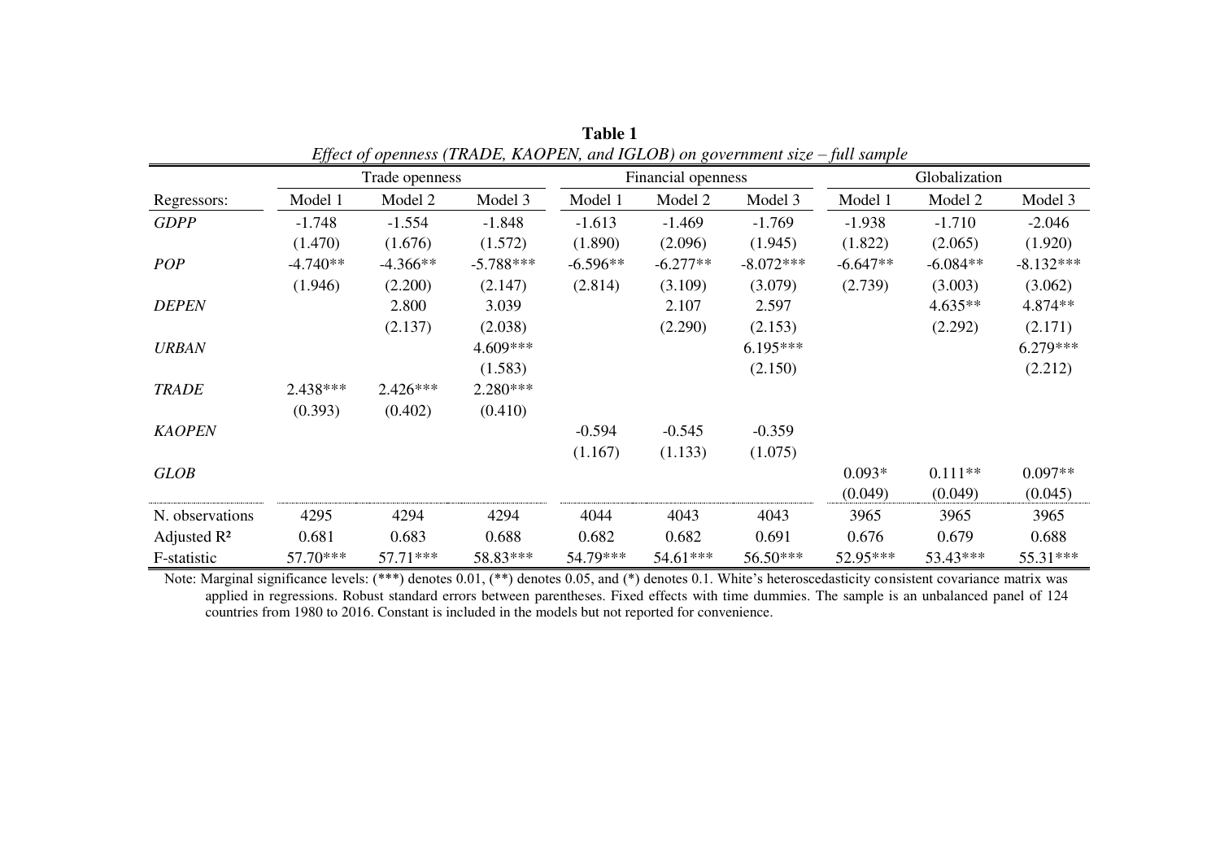**Table 1**

*Effect of openness (TRADE, KAOPEN, and IGLOB) on government size – full sample*

| | Trade openness | | | Financial openness | | | Globalization | | |
|---|---|---|---|---|---|---|---|---|---|
| Regressors: | Model 1 | Model 2 | Model 3 | Model 1 | Model 2 | Model 3 | Model 1 | Model 2 | Model 3 |
| *GDPP* | -1.748 | -1.554 | -1.848 | -1.613 | -1.469 | -1.769 | -1.938 | -1.710 | -2.046 |
| | (1.470) | (1.676) | (1.572) | (1.890) | (2.096) | (1.945) | (1.822) | (2.065) | (1.920) |
| *POP* | -4.740** | -4.366** | -5.788*** | -6.596** | -6.277** | -8.072*** | -6.647** | -6.084** | -8.132*** |
| | (1.946) | (2.200) | (2.147) | (2.814) | (3.109) | (3.079) | (2.739) | (3.003) | (3.062) |
| *DEPEN* | | 2.800 | 3.039 | | 2.107 | 2.597 | | 4.635** | 4.874** |
| | | (2.137) | (2.038) | | (2.290) | (2.153) | | (2.292) | (2.171) |
| *URBAN* | | | 4.609*** | | | 6.195*** | | | 6.279*** |
| | | | (1.583) | | | (2.150) | | | (2.212) |
| *TRADE* | 2.438*** | 2.426*** | 2.280*** | | | | | | |
| | (0.393) | (0.402) | (0.410) | | | | | | |
| *KAOPEN* | | | | -0.594 | -0.545 | -0.359 | | | |
| | | | | (1.167) | (1.133) | (1.075) | | | |
| *GLOB* | | | | | | | 0.093* | 0.111** | 0.097** |
| | | | | | | | (0.049) | (0.049) | (0.045) |
| N. observations | 4295 | 4294 | 4294 | 4044 | 4043 | 4043 | 3965 | 3965 | 3965 |
| Adjusted $R^2$ | 0.681 | 0.683 | 0.688 | 0.682 | 0.682 | 0.691 | 0.676 | 0.679 | 0.688 |
| F-statistic | 57.70*** | 57.71*** | 58.83*** | 54.79*** | 54.61*** | 56.50*** | 52.95*** | 53.43*** | 55.31*** |

Note: Marginal significance levels: (***) denotes 0.01, (**) denotes 0.05, and (*) denotes 0.1. White's heteroscedasticity consistent covariance matrix was applied in regressions. Robust standard errors between parentheses. Fixed effects with time dummies. The sample is an unbalanced panel of 124 countries from 1980 to 2016. Constant is included in the models but not reported for convenience.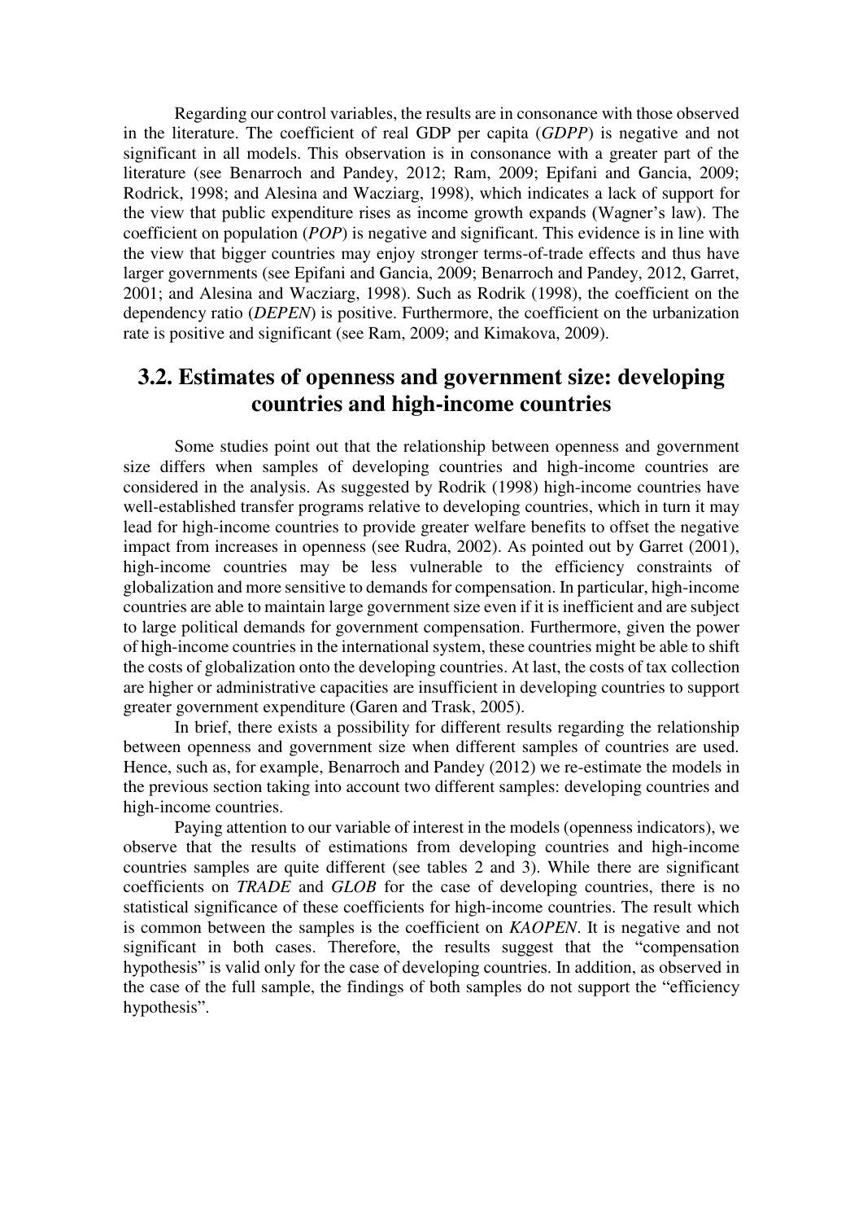Regarding our control variables, the results are in consonance with those observed in the literature. The coefficient of real GDP per capita (*GDPP*) is negative and not significant in all models. This observation is in consonance with a greater part of the literature (see Benarroch and Pandey, 2012; Ram, 2009; Epifani and Gancia, 2009; Rodrick, 1998; and Alesina and Wacziarg, 1998), which indicates a lack of support for the view that public expenditure rises as income growth expands (Wagner's law). The coefficient on population (*POP*) is negative and significant. This evidence is in line with the view that bigger countries may enjoy stronger terms-of-trade effects and thus have larger governments (see Epifani and Gancia, 2009; Benarroch and Pandey, 2012, Garret, 2001; and Alesina and Wacziarg, 1998). Such as Rodrik (1998), the coefficient on the dependency ratio (*DEPEN*) is positive. Furthermore, the coefficient on the urbanization rate is positive and significant (see Ram, 2009; and Kimakova, 2009).

## 3.2. Estimates of openness and government size: developing countries and high-income countries

Some studies point out that the relationship between openness and government size differs when samples of developing countries and high-income countries are considered in the analysis. As suggested by Rodrik (1998) high-income countries have well-established transfer programs relative to developing countries, which in turn it may lead for high-income countries to provide greater welfare benefits to offset the negative impact from increases in openness (see Rudra, 2002). As pointed out by Garret (2001), high-income countries may be less vulnerable to the efficiency constraints of globalization and more sensitive to demands for compensation. In particular, high-income countries are able to maintain large government size even if it is inefficient and are subject to large political demands for government compensation. Furthermore, given the power of high-income countries in the international system, these countries might be able to shift the costs of globalization onto the developing countries. At last, the costs of tax collection are higher or administrative capacities are insufficient in developing countries to support greater government expenditure (Garen and Trask, 2005).

In brief, there exists a possibility for different results regarding the relationship between openness and government size when different samples of countries are used. Hence, such as, for example, Benarroch and Pandey (2012) we re-estimate the models in the previous section taking into account two different samples: developing countries and high-income countries.

Paying attention to our variable of interest in the models (openness indicators), we observe that the results of estimations from developing countries and high-income countries samples are quite different (see tables 2 and 3). While there are significant coefficients on *TRADE* and *GLOB* for the case of developing countries, there is no statistical significance of these coefficients for high-income countries. The result which is common between the samples is the coefficient on *KAOPEN*. It is negative and not significant in both cases. Therefore, the results suggest that the "compensation hypothesis" is valid only for the case of developing countries. In addition, as observed in the case of the full sample, the findings of both samples do not support the "efficiency hypothesis".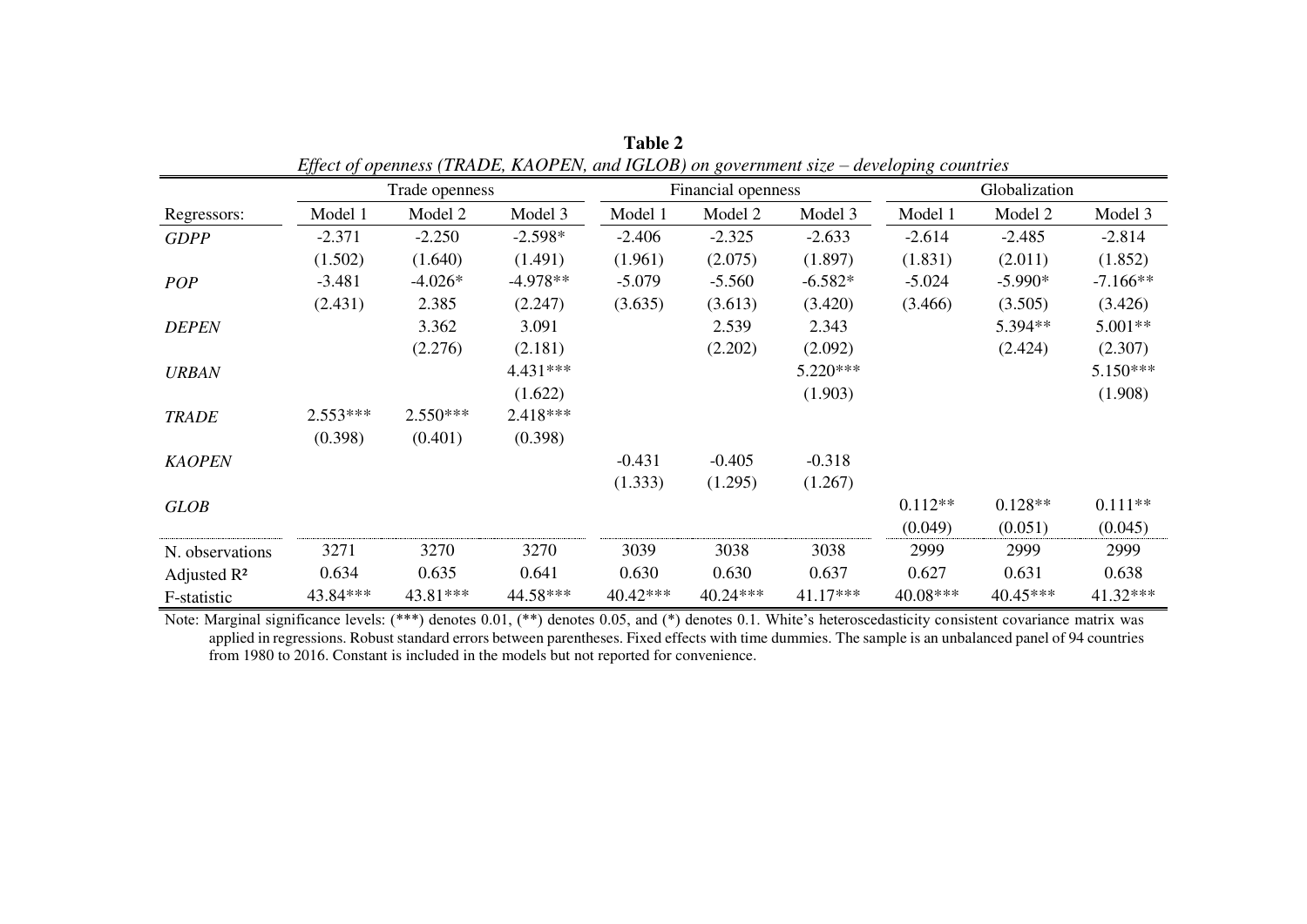**Table 2**

*Effect of openness (TRADE, KAOPEN, and IGLOB) on government size – developing countries*

| | Trade openness | | | Financial openness | | | Globalization | | |
|---|---|---|---|---|---|---|---|---|---|
| Regressors: | Model 1 | Model 2 | Model 3 | Model 1 | Model 2 | Model 3 | Model 1 | Model 2 | Model 3 |
| *GDPP* | -2.371 | -2.250 | -2.598* | -2.406 | -2.325 | -2.633 | -2.614 | -2.485 | -2.814 |
| | (1.502) | (1.640) | (1.491) | (1.961) | (2.075) | (1.897) | (1.831) | (2.011) | (1.852) |
| *POP* | -3.481 | -4.026* | -4.978** | -5.079 | -5.560 | -6.582* | -5.024 | -5.990* | -7.166** |
| | (2.431) | 2.385 | (2.247) | (3.635) | (3.613) | (3.420) | (3.466) | (3.505) | (3.426) |
| *DEPEN* | | 3.362 | 3.091 | | 2.539 | 2.343 | | 5.394** | 5.001** |
| | | (2.276) | (2.181) | | (2.202) | (2.092) | | (2.424) | (2.307) |
| *URBAN* | | | 4.431*** | | | 5.220*** | | | 5.150*** |
| | | | (1.622) | | | (1.903) | | | (1.908) |
| *TRADE* | 2.553*** | 2.550*** | 2.418*** | | | | | | |
| | (0.398) | (0.401) | (0.398) | | | | | | |
| *KAOPEN* | | | | -0.431 | -0.405 | -0.318 | | | |
| | | | | (1.333) | (1.295) | (1.267) | | | |
| *GLOB* | | | | | | | 0.112** | 0.128** | 0.111** |
| | | | | | | | (0.049) | (0.051) | (0.045) |
| N. observations | 3271 | 3270 | 3270 | 3039 | 3038 | 3038 | 2999 | 2999 | 2999 |
| Adjusted $R^2$ | 0.634 | 0.635 | 0.641 | 0.630 | 0.630 | 0.637 | 0.627 | 0.631 | 0.638 |
| F-statistic | 43.84*** | 43.81*** | 44.58*** | 40.42*** | 40.24*** | 41.17*** | 40.08*** | 40.45*** | 41.32*** |

Note: Marginal significance levels: (***) denotes 0.01, (**) denotes 0.05, and (*) denotes 0.1. White's heteroscedasticity consistent covariance matrix was applied in regressions. Robust standard errors between parentheses. Fixed effects with time dummies. The sample is an unbalanced panel of 94 countries from 1980 to 2016. Constant is included in the models but not reported for convenience.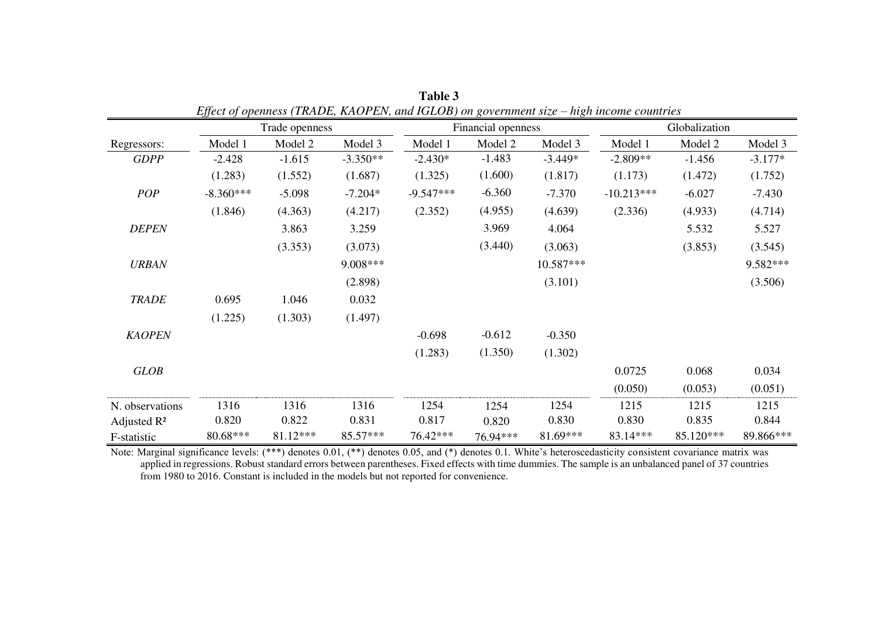**Table 3**

*Effect of openness (TRADE, KAOPEN, and IGLOB) on government size – high income countries*

| | Trade openness | | | Financial openness | | | Globalization | | |
|---|---|---|---|---|---|---|---|---|---|
| Regressors: | Model 1 | Model 2 | Model 3 | Model 1 | Model 2 | Model 3 | Model 1 | Model 2 | Model 3 |
| *GDPP* | -2.428 | -1.615 | -3.350** | -2.430* | -1.483 | -3.449* | -2.809** | -1.456 | -3.177* |
| | (1.283) | (1.552) | (1.687) | (1.325) | (1.600) | (1.817) | (1.173) | (1.472) | (1.752) |
| *POP* | -8.360*** | -5.098 | -7.204* | -9.547*** | -6.360 | -7.370 | -10.213*** | -6.027 | -7.430 |
| | (1.846) | (4.363) | (4.217) | (2.352) | (4.955) | (4.639) | (2.336) | (4.933) | (4.714) |
| *DEPEN* | | 3.863 | 3.259 | | 3.969 | 4.064 | | 5.532 | 5.527 |
| | | (3.353) | (3.073) | | (3.440) | (3.063) | | (3.853) | (3.545) |
| *URBAN* | | | 9.008*** | | | 10.587*** | | | 9.582*** |
| | | | (2.898) | | | (3.101) | | | (3.506) |
| *TRADE* | 0.695 | 1.046 | 0.032 | | | | | | |
| | (1.225) | (1.303) | (1.497) | | | | | | |
| *KAOPEN* | | | | -0.698 | -0.612 | -0.350 | | | |
| | | | | (1.283) | (1.350) | (1.302) | | | |
| *GLOB* | | | | | | | 0.0725 | 0.068 | 0.034 |
| | | | | | | | (0.050) | (0.053) | (0.051) |
| N. observations | 1316 | 1316 | 1316 | 1254 | 1254 | 1254 | 1215 | 1215 | 1215 |
| Adjusted $R^2$ | 0.820 | 0.822 | 0.831 | 0.817 | 0.820 | 0.830 | 0.830 | 0.835 | 0.844 |
| F-statistic | 80.68*** | 81.12*** | 85.57*** | 76.42*** | 76.94*** | 81.69*** | 83.14*** | 85.120*** | 89.866*** |

Note: Marginal significance levels: (***) denotes 0.01, (**) denotes 0.05, and (*) denotes 0.1. White's heteroscedasticity consistent covariance matrix was applied in regressions. Robust standard errors between parentheses. Fixed effects with time dummies. The sample is an unbalanced panel of 37 countries from 1980 to 2016. Constant is included in the models but not reported for convenience.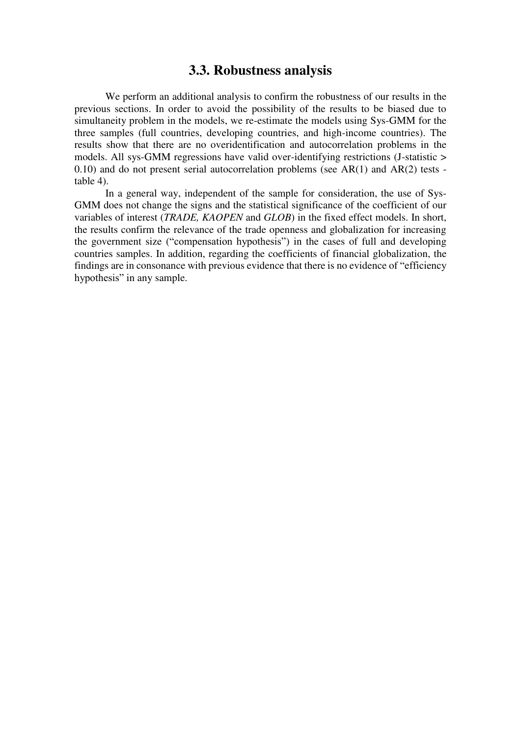## 3.3. Robustness analysis

We perform an additional analysis to confirm the robustness of our results in the previous sections. In order to avoid the possibility of the results to be biased due to simultaneity problem in the models, we re-estimate the models using Sys-GMM for the three samples (full countries, developing countries, and high-income countries). The results show that there are no overidentification and autocorrelation problems in the models. All sys-GMM regressions have valid over-identifying restrictions (J-statistic > 0.10) and do not present serial autocorrelation problems (see AR(1) and AR(2) tests - table 4).

In a general way, independent of the sample for consideration, the use of Sys-GMM does not change the signs and the statistical significance of the coefficient of our variables of interest (*TRADE, KAOPEN* and *GLOB*) in the fixed effect models. In short, the results confirm the relevance of the trade openness and globalization for increasing the government size ("compensation hypothesis") in the cases of full and developing countries samples. In addition, regarding the coefficients of financial globalization, the findings are in consonance with previous evidence that there is no evidence of "efficiency hypothesis" in any sample.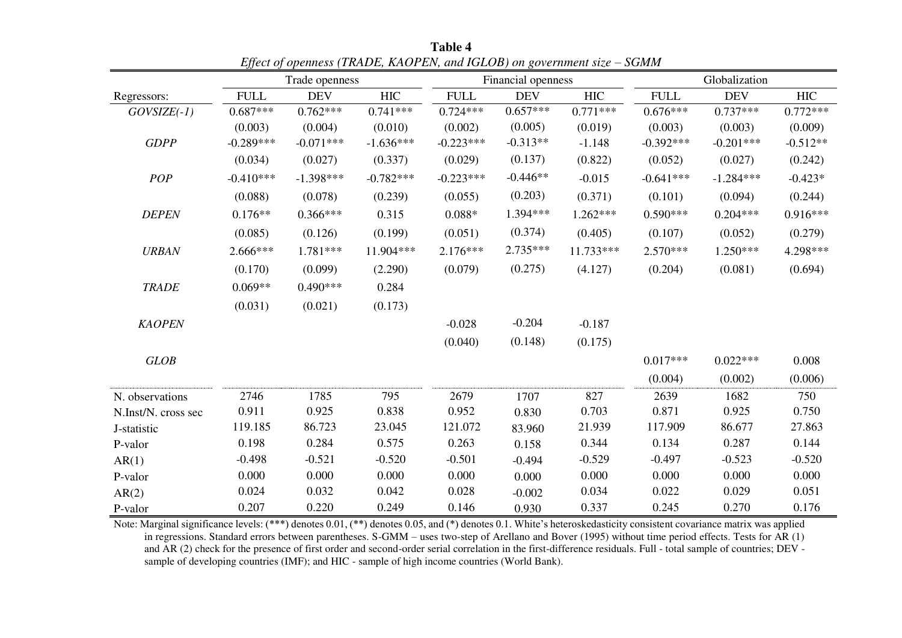**Table 4**

*Effect of openness (TRADE, KAOPEN, and IGLOB) on government size – SGMM*

| | Trade openness | | | Financial openness | | | Globalization | | |
|---|---|---|---|---|---|---|---|---|---|
| Regressors: | FULL | DEV | HIC | FULL | DEV | HIC | FULL | DEV | HIC |
| *GOVSIZE(-1)* | 0.687*** | 0.762*** | 0.741*** | 0.724*** | 0.657*** | 0.771*** | 0.676*** | 0.737*** | 0.772*** |
| | (0.003) | (0.004) | (0.010) | (0.002) | (0.005) | (0.019) | (0.003) | (0.003) | (0.009) |
| *GDPP* | -0.289*** | -0.071*** | -1.636*** | -0.223*** | -0.313** | -1.148 | -0.392*** | -0.201*** | -0.512** |
| | (0.034) | (0.027) | (0.337) | (0.029) | (0.137) | (0.822) | (0.052) | (0.027) | (0.242) |
| *POP* | -0.410*** | -1.398*** | -0.782*** | -0.223*** | -0.446** | -0.015 | -0.641*** | -1.284*** | -0.423* |
| | (0.088) | (0.078) | (0.239) | (0.055) | (0.203) | (0.371) | (0.101) | (0.094) | (0.244) |
| *DEPEN* | 0.176** | 0.366*** | 0.315 | 0.088* | 1.394*** | 1.262*** | 0.590*** | 0.204*** | 0.916*** |
| | (0.085) | (0.126) | (0.199) | (0.051) | (0.374) | (0.405) | (0.107) | (0.052) | (0.279) |
| *URBAN* | 2.666*** | 1.781*** | 11.904*** | 2.176*** | 2.735*** | 11.733*** | 2.570*** | 1.250*** | 4.298*** |
| | (0.170) | (0.099) | (2.290) | (0.079) | (0.275) | (4.127) | (0.204) | (0.081) | (0.694) |
| *TRADE* | 0.069** | 0.490*** | 0.284 | | | | | | |
| | (0.031) | (0.021) | (0.173) | | | | | | |
| *KAOPEN* | | | | -0.028 | -0.204 | -0.187 | | | |
| | | | | (0.040) | (0.148) | (0.175) | | | |
| *GLOB* | | | | | | | 0.017*** | 0.022*** | 0.008 |
| | | | | | | | (0.004) | (0.002) | (0.006) |
| N. observations | 2746 | 1785 | 795 | 2679 | 1707 | 827 | 2639 | 1682 | 750 |
| N.Inst/N. cross sec | 0.911 | 0.925 | 0.838 | 0.952 | 0.830 | 0.703 | 0.871 | 0.925 | 0.750 |
| J-statistic | 119.185 | 86.723 | 23.045 | 121.072 | 83.960 | 21.939 | 117.909 | 86.677 | 27.863 |
| P-valor | 0.198 | 0.284 | 0.575 | 0.263 | 0.158 | 0.344 | 0.134 | 0.287 | 0.144 |
| AR(1) | -0.498 | -0.521 | -0.520 | -0.501 | -0.494 | -0.529 | -0.497 | -0.523 | -0.520 |
| P-valor | 0.000 | 0.000 | 0.000 | 0.000 | 0.000 | 0.000 | 0.000 | 0.000 | 0.000 |
| AR(2) | 0.024 | 0.032 | 0.042 | 0.028 | -0.002 | 0.034 | 0.022 | 0.029 | 0.051 |
| P-valor | 0.207 | 0.220 | 0.249 | 0.146 | 0.930 | 0.337 | 0.245 | 0.270 | 0.176 |

Note: Marginal significance levels: (***) denotes 0.01, (**) denotes 0.05, and (*) denotes 0.1. White's heteroskedasticity consistent covariance matrix was applied in regressions. Standard errors between parentheses. S-GMM – uses two-step of Arellano and Bover (1995) without time period effects. Tests for AR (1) and AR (2) check for the presence of first order and second-order serial correlation in the first-difference residuals. Full - total sample of countries; DEV - sample of developing countries (IMF); and HIC - sample of high income countries (World Bank).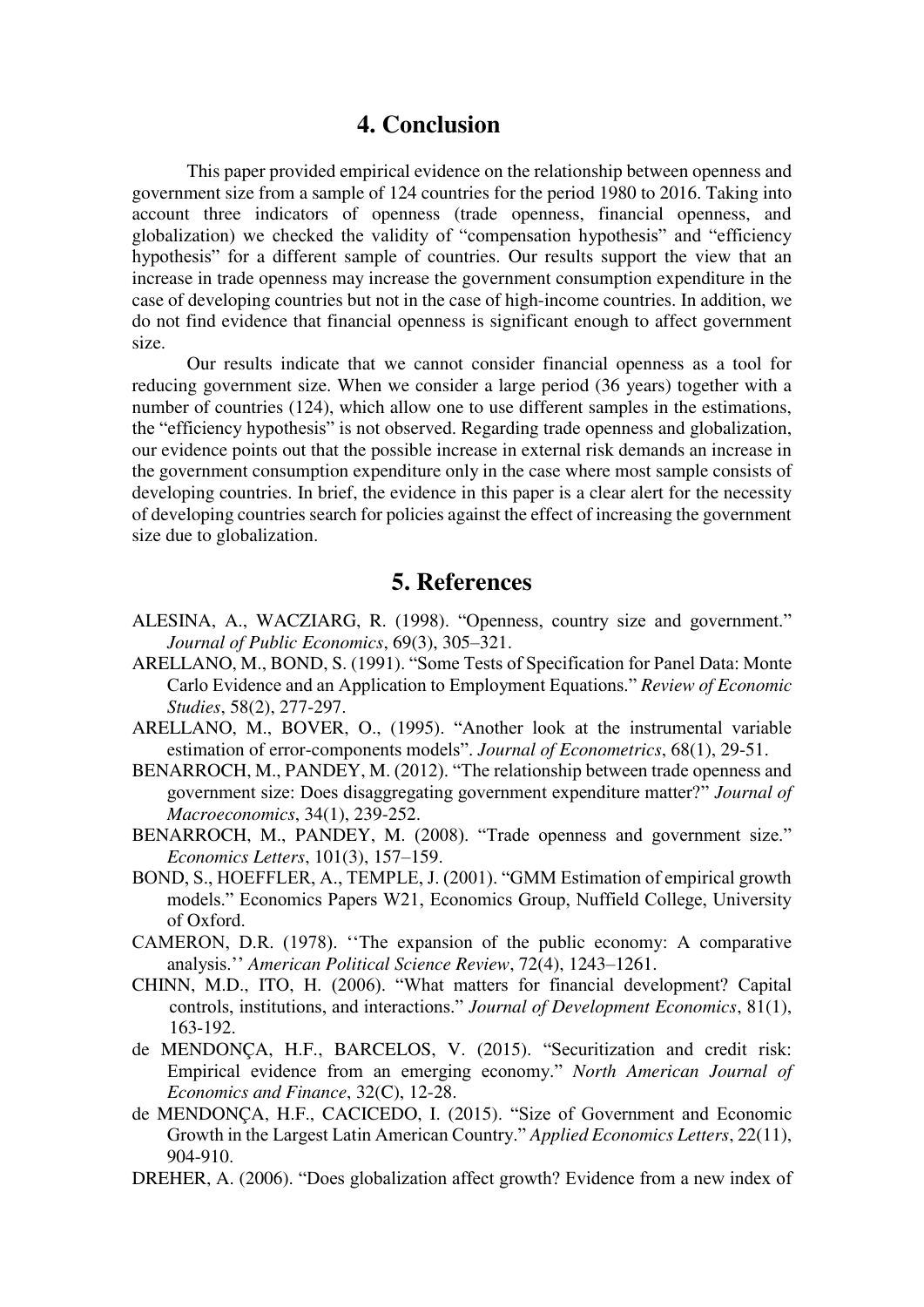## 4. Conclusion

This paper provided empirical evidence on the relationship between openness and government size from a sample of 124 countries for the period 1980 to 2016. Taking into account three indicators of openness (trade openness, financial openness, and globalization) we checked the validity of "compensation hypothesis" and "efficiency hypothesis" for a different sample of countries. Our results support the view that an increase in trade openness may increase the government consumption expenditure in the case of developing countries but not in the case of high-income countries. In addition, we do not find evidence that financial openness is significant enough to affect government size.

Our results indicate that we cannot consider financial openness as a tool for reducing government size. When we consider a large period (36 years) together with a number of countries (124), which allow one to use different samples in the estimations, the "efficiency hypothesis" is not observed. Regarding trade openness and globalization, our evidence points out that the possible increase in external risk demands an increase in the government consumption expenditure only in the case where most sample consists of developing countries. In brief, the evidence in this paper is a clear alert for the necessity of developing countries search for policies against the effect of increasing the government size due to globalization.

## 5. References

ALESINA, A., WACZIARG, R. (1998). "Openness, country size and government." *Journal of Public Economics*, 69(3), 305–321.

ARELLANO, M., BOND, S. (1991). "Some Tests of Specification for Panel Data: Monte Carlo Evidence and an Application to Employment Equations." *Review of Economic Studies*, 58(2), 277-297.

ARELLANO, M., BOVER, O., (1995). "Another look at the instrumental variable estimation of error-components models". *Journal of Econometrics*, 68(1), 29-51.

BENARROCH, M., PANDEY, M. (2012). "The relationship between trade openness and government size: Does disaggregating government expenditure matter?" *Journal of Macroeconomics*, 34(1), 239-252.

BENARROCH, M., PANDEY, M. (2008). "Trade openness and government size." *Economics Letters*, 101(3), 157–159.

BOND, S., HOEFFLER, A., TEMPLE, J. (2001). "GMM Estimation of empirical growth models." Economics Papers W21, Economics Group, Nuffield College, University of Oxford.

CAMERON, D.R. (1978). ''The expansion of the public economy: A comparative analysis.'' *American Political Science Review*, 72(4), 1243–1261.

CHINN, M.D., ITO, H. (2006). "What matters for financial development? Capital controls, institutions, and interactions." *Journal of Development Economics*, 81(1), 163-192.

de MENDONÇA, H.F., BARCELOS, V. (2015). "Securitization and credit risk: Empirical evidence from an emerging economy." *North American Journal of Economics and Finance*, 32(C), 12-28.

de MENDONÇA, H.F., CACICEDO, I. (2015). "Size of Government and Economic Growth in the Largest Latin American Country." *Applied Economics Letters*, 22(11), 904-910.

DREHER, A. (2006). "Does globalization affect growth? Evidence from a new index of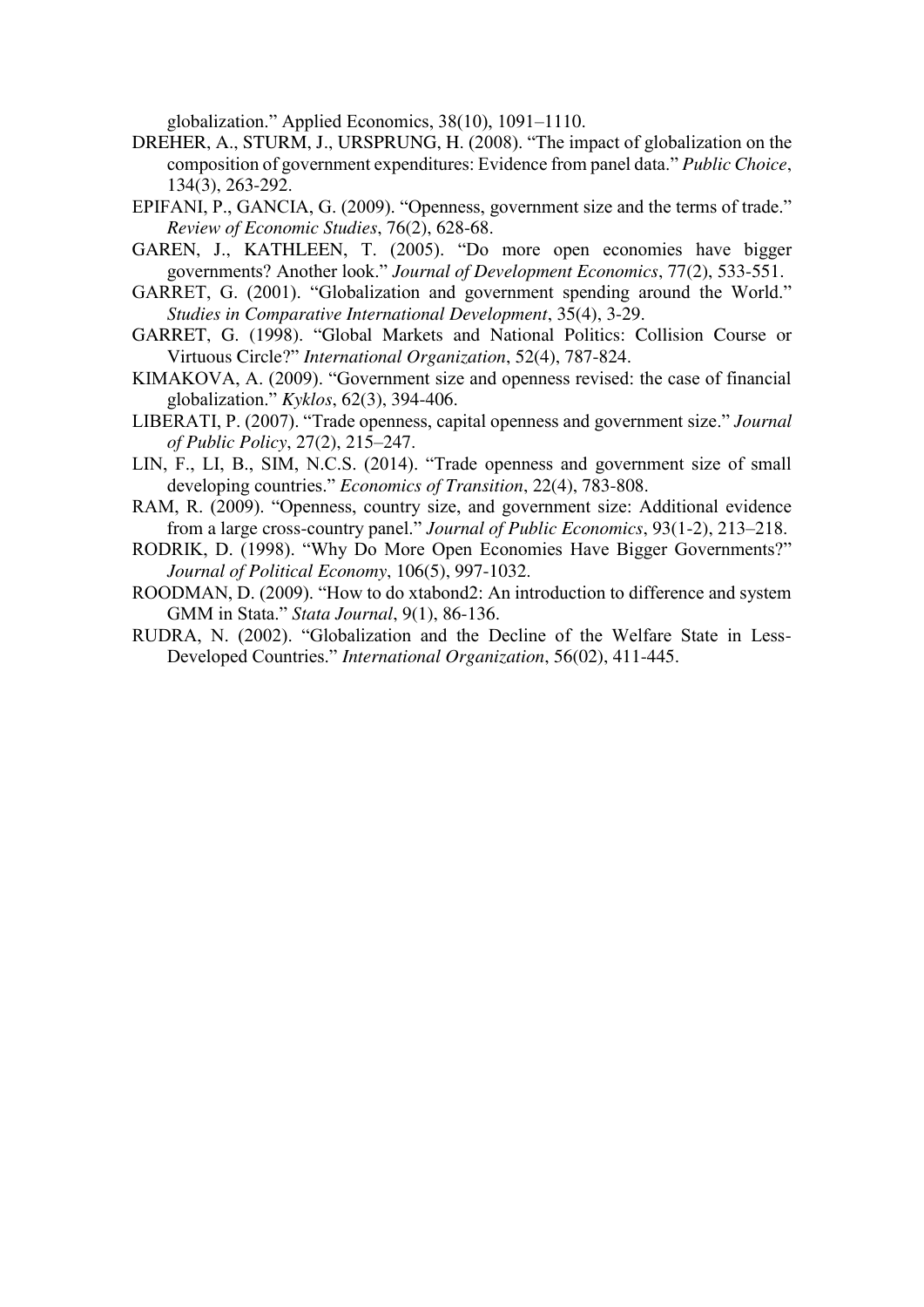globalization." Applied Economics, 38(10), 1091–1110.

DREHER, A., STURM, J., URSPRUNG, H. (2008). "The impact of globalization on the composition of government expenditures: Evidence from panel data." *Public Choice*, 134(3), 263-292.

EPIFANI, P., GANCIA, G. (2009). "Openness, government size and the terms of trade." *Review of Economic Studies*, 76(2), 628-68.

GAREN, J., KATHLEEN, T. (2005). "Do more open economies have bigger governments? Another look." *Journal of Development Economics*, 77(2), 533-551.

GARRET, G. (2001). "Globalization and government spending around the World." *Studies in Comparative International Development*, 35(4), 3-29.

GARRET, G. (1998). "Global Markets and National Politics: Collision Course or Virtuous Circle?" *International Organization*, 52(4), 787-824.

KIMAKOVA, A. (2009). "Government size and openness revised: the case of financial globalization." *Kyklos*, 62(3), 394-406.

LIBERATI, P. (2007). "Trade openness, capital openness and government size." *Journal of Public Policy*, 27(2), 215–247.

LIN, F., LI, B., SIM, N.C.S. (2014). "Trade openness and government size of small developing countries." *Economics of Transition*, 22(4), 783-808.

RAM, R. (2009). "Openness, country size, and government size: Additional evidence from a large cross-country panel." *Journal of Public Economics*, 93(1-2), 213–218.

RODRIK, D. (1998). "Why Do More Open Economies Have Bigger Governments?" *Journal of Political Economy*, 106(5), 997-1032.

ROODMAN, D. (2009). "How to do xtabond2: An introduction to difference and system GMM in Stata." *Stata Journal*, 9(1), 86-136.

RUDRA, N. (2002). "Globalization and the Decline of the Welfare State in Less-Developed Countries." *International Organization*, 56(02), 411-445.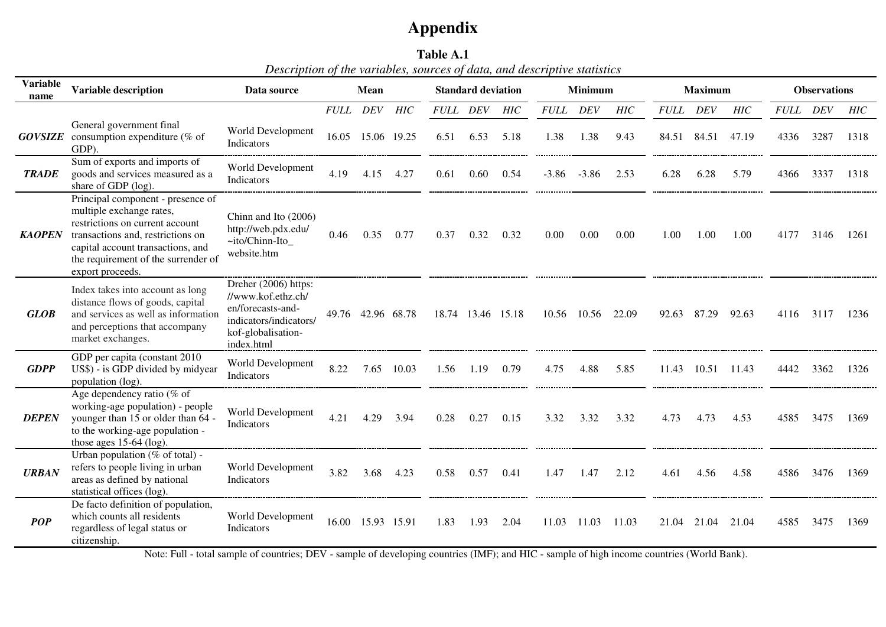# Appendix

**Table A.1**

*Description of the variables, sources of data, and descriptive statistics*

| Variable name | Variable description | Data source | Mean | | | Standard deviation | | | Minimum | | | Maximum | | | Observations | | |
|---|---|---|---|---|---|---|---|---|---|---|---|---|---|---|---|---|---|
| | | | *FULL* | *DEV* | *HIC* | *FULL* | *DEV* | *HIC* | *FULL* | *DEV* | *HIC* | *FULL* | *DEV* | *HIC* | *FULL* | *DEV* | *HIC* |
| ***GOVSIZE*** | General government final consumption expenditure (% of GDP). | World Development Indicators | 16.05 | 15.06 | 19.25 | 6.51 | 6.53 | 5.18 | 1.38 | 1.38 | 9.43 | 84.51 | 84.51 | 47.19 | 4336 | 3287 | 1318 |
| ***TRADE*** | Sum of exports and imports of goods and services measured as a share of GDP (log). | World Development Indicators | 4.19 | 4.15 | 4.27 | 0.61 | 0.60 | 0.54 | -3.86 | -3.86 | 2.53 | 6.28 | 6.28 | 5.79 | 4366 | 3337 | 1318 |
| ***KAOPEN*** | Principal component - presence of multiple exchange rates, restrictions on current account transactions and, restrictions on capital account transactions, and the requirement of the surrender of export proceeds. | Chinn and Ito (2006) http://web.pdx.edu/~ito/Chinn-Ito_website.htm | 0.46 | 0.35 | 0.77 | 0.37 | 0.32 | 0.32 | 0.00 | 0.00 | 0.00 | 1.00 | 1.00 | 1.00 | 4177 | 3146 | 1261 |
| ***GLOB*** | Index takes into account as long distance flows of goods, capital and services as well as information and perceptions that accompany market exchanges. | Dreher (2006) https://www.kof.ethz.ch/en/forecasts-and-indicators/indicators/kof-globalisation-index.html | 49.76 | 42.96 | 68.78 | 18.74 | 13.46 | 15.18 | 10.56 | 10.56 | 22.09 | 92.63 | 87.29 | 92.63 | 4116 | 3117 | 1236 |
| ***GDPP*** | GDP per capita (constant 2010 US$) - is GDP divided by midyear population (log). | World Development Indicators | 8.22 | 7.65 | 10.03 | 1.56 | 1.19 | 0.79 | 4.75 | 4.88 | 5.85 | 11.43 | 10.51 | 11.43 | 4442 | 3362 | 1326 |
| ***DEPEN*** | Age dependency ratio (% of working-age population) - people younger than 15 or older than 64 - to the working-age population - those ages 15-64 (log). | World Development Indicators | 4.21 | 4.29 | 3.94 | 0.28 | 0.27 | 0.15 | 3.32 | 3.32 | 3.32 | 4.73 | 4.73 | 4.53 | 4585 | 3475 | 1369 |
| ***URBAN*** | Urban population (% of total) - refers to people living in urban areas as defined by national statistical offices (log). | World Development Indicators | 3.82 | 3.68 | 4.23 | 0.58 | 0.57 | 0.41 | 1.47 | 1.47 | 2.12 | 4.61 | 4.56 | 4.58 | 4586 | 3476 | 1369 |
| ***POP*** | De facto definition of population, which counts all residents regardless of legal status or citizenship. | World Development Indicators | 16.00 | 15.93 | 15.91 | 1.83 | 1.93 | 2.04 | 11.03 | 11.03 | 11.03 | 21.04 | 21.04 | 21.04 | 4585 | 3475 | 1369 |

Note: Full - total sample of countries; DEV - sample of developing countries (IMF); and HIC - sample of high income countries (World Bank).